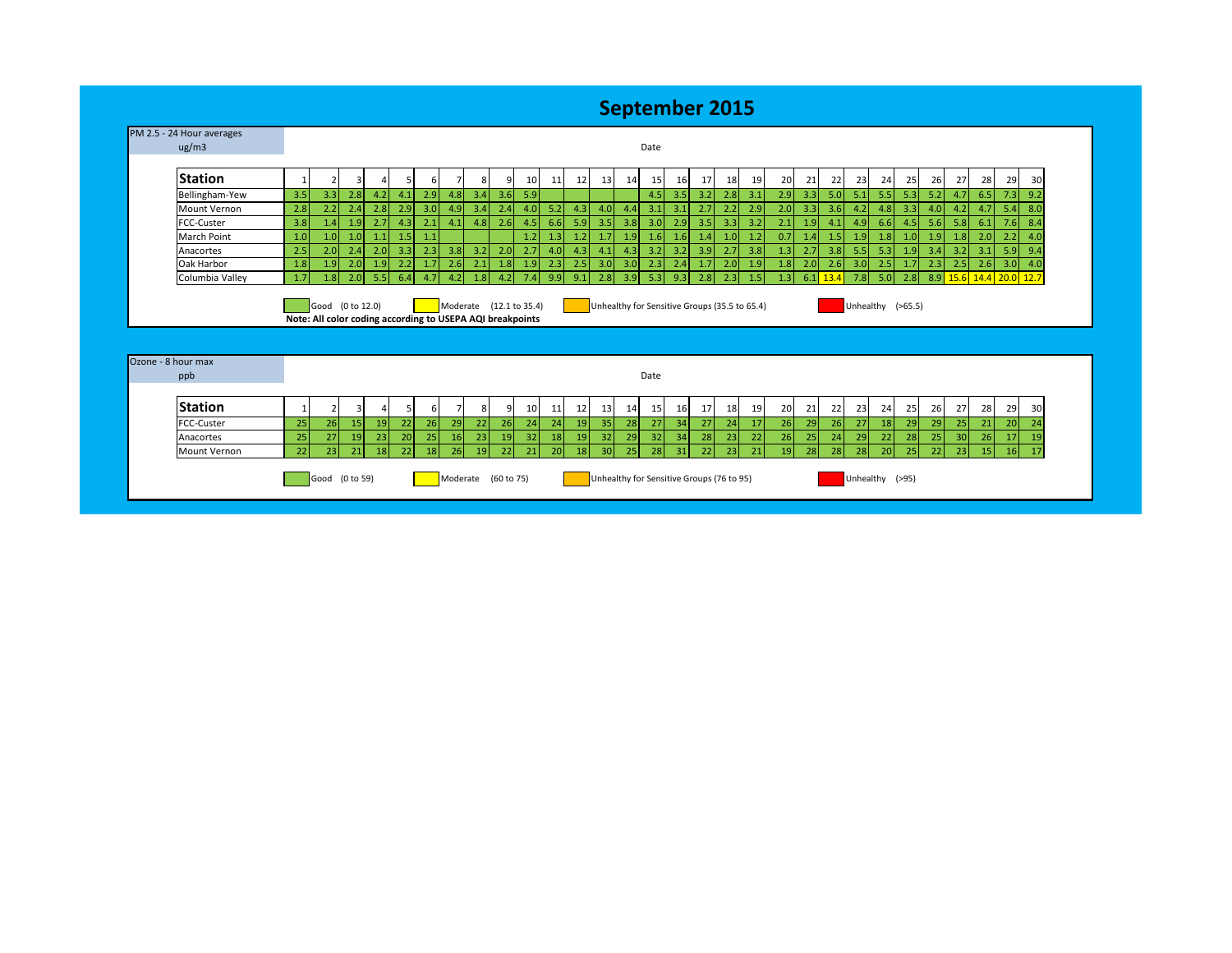# September 2015

## PM 2.5 - 24 Hour averages

ug/m3

Date

| Station | 1 | 2 | 3 | 4 | 5 | 6 | 7 | 8 | 9 | 10 | 11 | 12 | 13 | 14 | 15 | 16 | 17 | 18 | 19 | 20 | 21 | 22 | 23 | 24 | 25 | 26 | 27 | 28 | 29 | 30 |
|---|---|---|---|---|---|---|---|---|---|---|---|---|---|---|---|---|---|---|---|---|---|---|---|---|---|---|---|---|---|---|
| Bellingham-Yew | 3.5 | 3.3 | 2.8 | 4.2 | 4.1 | 2.9 | 4.8 | 3.4 | 3.6 | 5.9 | | | | | 4.5 | 3.5 | 3.2 | 2.8 | 3.1 | 2.9 | 3.3 | 5.0 | 5.1 | 5.5 | 5.3 | 5.2 | 4.7 | 6.5 | 7.3 | 9.2 |
| Mount Vernon | 2.8 | 2.2 | 2.4 | 2.8 | 2.9 | 3.0 | 4.9 | 3.4 | 2.4 | 4.0 | 5.2 | 4.3 | 4.0 | 4.4 | 3.1 | 3.1 | 2.7 | 2.2 | 2.9 | 2.0 | 3.3 | 3.6 | 4.2 | 4.8 | 3.3 | 4.0 | 4.2 | 4.7 | 5.4 | 8.0 |
| FCC-Custer | 3.8 | 1.4 | 1.9 | 2.7 | 4.3 | 2.1 | 4.1 | 4.8 | 2.6 | 4.5 | 6.6 | 5.9 | 3.5 | 3.8 | 3.0 | 2.9 | 3.5 | 3.3 | 3.2 | 2.1 | 1.9 | 4.1 | 4.9 | 6.6 | 4.5 | 5.6 | 5.8 | 6.1 | 7.6 | 8.4 |
| March Point | 1.0 | 1.0 | 1.0 | 1.1 | 1.5 | 1.1 | | | | 1.2 | 1.3 | 1.2 | 1.7 | 1.9 | 1.6 | 1.6 | 1.4 | 1.0 | 1.2 | 0.7 | 1.4 | 1.5 | 1.9 | 1.8 | 1.0 | 1.9 | 1.8 | 2.0 | 2.2 | 4.0 |
| Anacortes | 2.5 | 2.0 | 2.4 | 2.0 | 3.3 | 2.3 | 3.8 | 3.2 | 2.0 | 2.7 | 4.0 | 4.3 | 4.1 | 4.3 | 3.2 | 3.2 | 3.9 | 2.7 | 3.8 | 1.3 | 2.7 | 3.8 | 5.5 | 5.3 | 1.9 | 3.4 | 3.2 | 3.1 | 5.9 | 9.4 |
| Oak Harbor | 1.8 | 1.9 | 2.0 | 1.9 | 2.2 | 1.7 | 2.6 | 2.1 | 1.8 | 1.9 | 2.3 | 2.5 | 3.0 | 3.0 | 2.3 | 2.4 | 1.7 | 2.0 | 1.9 | 1.8 | 2.0 | 2.6 | 3.0 | 2.5 | 1.7 | 2.3 | 2.5 | 2.6 | 3.0 | 4.0 |
| Columbia Valley | 1.7 | 1.8 | 2.0 | 5.5 | 6.4 | 4.7 | 4.2 | 1.8 | 4.2 | 7.4 | 9.9 | 9.1 | 2.8 | 3.9 | 5.3 | 9.3 | 2.8 | 2.3 | 1.5 | 1.3 | 6.1 | 13.4 | 7.8 | 5.0 | 2.8 | 8.9 | 15.6 | 14.4 | 20.0 | 12.7 |

Good (0 to 12.0) | Moderate (12.1 to 35.4) | Unhealthy for Sensitive Groups (35.5 to 65.4) | Unhealthy (>65.5)

**Note: All color coding according to USEPA AQI breakpoints**

## Ozone - 8 hour max

ppb

Date

| Station | 1 | 2 | 3 | 4 | 5 | 6 | 7 | 8 | 9 | 10 | 11 | 12 | 13 | 14 | 15 | 16 | 17 | 18 | 19 | 20 | 21 | 22 | 23 | 24 | 25 | 26 | 27 | 28 | 29 | 30 |
|---|---|---|---|---|---|---|---|---|---|---|---|---|---|---|---|---|---|---|---|---|---|---|---|---|---|---|---|---|---|---|
| FCC-Custer | 25 | 26 | 15 | 19 | 22 | 26 | 29 | 22 | 26 | 24 | 24 | 19 | 35 | 28 | 27 | 34 | 27 | 24 | 17 | 26 | 29 | 26 | 27 | 18 | 29 | 29 | 25 | 21 | 20 | 24 |
| Anacortes | 25 | 27 | 19 | 23 | 20 | 25 | 16 | 23 | 19 | 32 | 18 | 19 | 32 | 29 | 32 | 34 | 28 | 23 | 22 | 26 | 25 | 24 | 29 | 22 | 28 | 25 | 30 | 26 | 17 | 19 |
| Mount Vernon | 22 | 23 | 21 | 18 | 22 | 18 | 26 | 19 | 22 | 21 | 20 | 18 | 30 | 25 | 28 | 31 | 22 | 23 | 21 | 19 | 28 | 28 | 28 | 20 | 25 | 22 | 23 | 15 | 16 | 17 |

Good (0 to 59) | Moderate (60 to 75) | Unhealthy for Sensitive Groups (76 to 95) | Unhealthy (>95)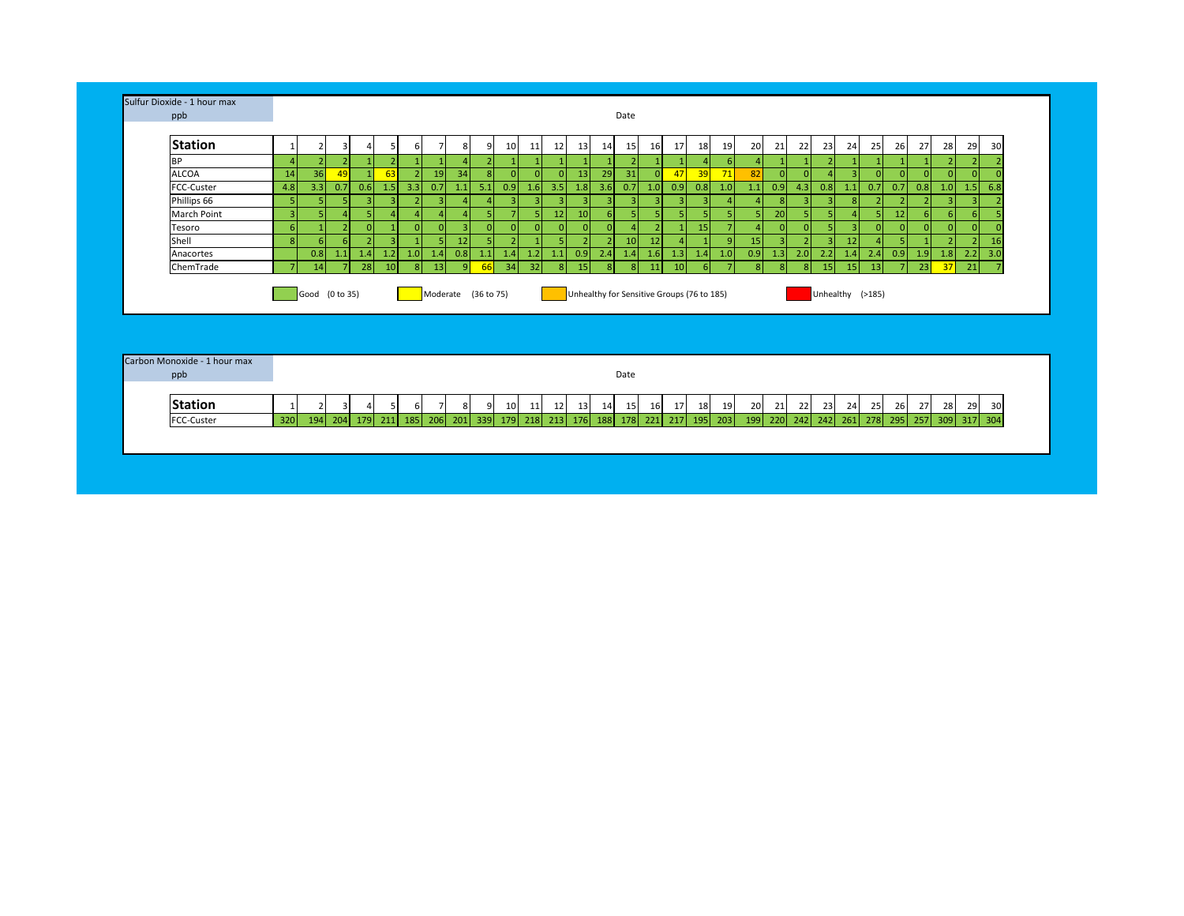Sulfur Dioxide - 1 hour max
ppb

Date

| Station | 1 | 2 | 3 | 4 | 5 | 6 | 7 | 8 | 9 | 10 | 11 | 12 | 13 | 14 | 15 | 16 | 17 | 18 | 19 | 20 | 21 | 22 | 23 | 24 | 25 | 26 | 27 | 28 | 29 | 30 |
|---|---|---|---|---|---|---|---|---|---|---|---|---|---|---|---|---|---|---|---|---|---|---|---|---|---|---|---|---|---|---|
| BP | 4 | 2 | 2 | 1 | 2 | 1 | 1 | 4 | 2 | 1 | 1 | 1 | 1 | 1 | 2 | 1 | 1 | 4 | 6 | 4 | 1 | 1 | 2 | 1 | 1 | 1 | 1 | 2 | 2 | 2 |
| ALCOA | 14 | 36 | 49 | 1 | 63 | 2 | 19 | 34 | 8 | 0 | 0 | 0 | 13 | 29 | 31 | 0 | 47 | 39 | 71 | 82 | 0 | 0 | 4 | 3 | 0 | 0 | 0 | 0 | 0 | 0 |
| FCC-Custer | 4.8 | 3.3 | 0.7 | 0.6 | 1.5 | 3.3 | 0.7 | 1.1 | 5.1 | 0.9 | 1.6 | 3.5 | 1.8 | 3.6 | 0.7 | 1.0 | 0.9 | 0.8 | 1.0 | 1.1 | 0.9 | 4.3 | 0.8 | 1.1 | 0.7 | 0.7 | 0.8 | 1.0 | 1.5 | 6.8 |
| Phillips 66 | 5 | 5 | 5 | 3 | 3 | 2 | 3 | 4 | 4 | 3 | 3 | 3 | 3 | 3 | 3 | 3 | 3 | 3 | 4 | 4 | 8 | 3 | 3 | 8 | 2 | 2 | 2 | 3 | 3 | 2 |
| March Point | 3 | 5 | 4 | 5 | 4 | 4 | 4 | 4 | 5 | 7 | 5 | 12 | 10 | 6 | 5 | 5 | 5 | 5 | 5 | 5 | 20 | 5 | 5 | 4 | 5 | 12 | 6 | 6 | 6 | 5 |
| Tesoro | 6 | 1 | 2 | 0 | 1 | 0 | 0 | 3 | 0 | 0 | 0 | 0 | 0 | 0 | 4 | 2 | 1 | 15 | 7 | 4 | 0 | 0 | 5 | 3 | 0 | 0 | 0 | 0 | 0 | 0 |
| Shell | 8 | 6 | 6 | 2 | 3 | 1 | 5 | 12 | 5 | 2 | 1 | 5 | 2 | 2 | 10 | 12 | 4 | 1 | 9 | 15 | 3 | 2 | 3 | 12 | 4 | 5 | 1 | 2 | 2 | 16 |
| Anacortes | | 0.8 | 1.1 | 1.4 | 1.2 | 1.0 | 1.4 | 0.8 | 1.1 | 1.4 | 1.2 | 1.1 | 0.9 | 2.4 | 1.4 | 1.6 | 1.3 | 1.4 | 1.0 | 0.9 | 1.3 | 2.0 | 2.2 | 1.4 | 2.4 | 0.9 | 1.9 | 1.8 | 2.2 | 3.0 |
| ChemTrade | 7 | 14 | 7 | 28 | 10 | 8 | 13 | 9 | 66 | 34 | 32 | 8 | 15 | 8 | 8 | 11 | 10 | 6 | 7 | 8 | 8 | 8 | 15 | 15 | 13 | 7 | 23 | 37 | 21 | 7 |

Good (0 to 35) Moderate (36 to 75) Unhealthy for Sensitive Groups (76 to 185) Unhealthy (>185)

Carbon Monoxide - 1 hour max
ppb

Date

| Station | 1 | 2 | 3 | 4 | 5 | 6 | 7 | 8 | 9 | 10 | 11 | 12 | 13 | 14 | 15 | 16 | 17 | 18 | 19 | 20 | 21 | 22 | 23 | 24 | 25 | 26 | 27 | 28 | 29 | 30 |
|---|---|---|---|---|---|---|---|---|---|---|---|---|---|---|---|---|---|---|---|---|---|---|---|---|---|---|---|---|---|---|
| FCC-Custer | 320 | 194 | 204 | 179 | 211 | 185 | 206 | 201 | 339 | 179 | 218 | 213 | 176 | 188 | 178 | 221 | 217 | 195 | 203 | 199 | 220 | 242 | 242 | 261 | 278 | 295 | 257 | 309 | 317 | 304 |